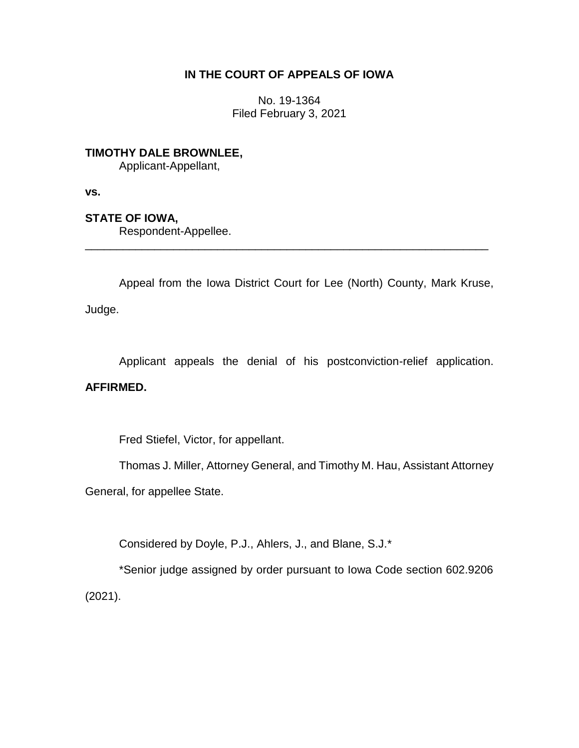# IN THE COURT OF APPEALS OF IOWA

No. 19-1364
Filed February 3, 2021

**TIMOTHY DALE BROWNLEE,**
Applicant-Appellant,

**vs.**

**STATE OF IOWA,**
Respondent-Appellee.

---

Appeal from the Iowa District Court for Lee (North) County, Mark Kruse, Judge.

Applicant appeals the denial of his postconviction-relief application. **AFFIRMED.**

Fred Stiefel, Victor, for appellant.

Thomas J. Miller, Attorney General, and Timothy M. Hau, Assistant Attorney General, for appellee State.

Considered by Doyle, P.J., Ahlers, J., and Blane, S.J.*

*Senior judge assigned by order pursuant to Iowa Code section 602.9206 (2021).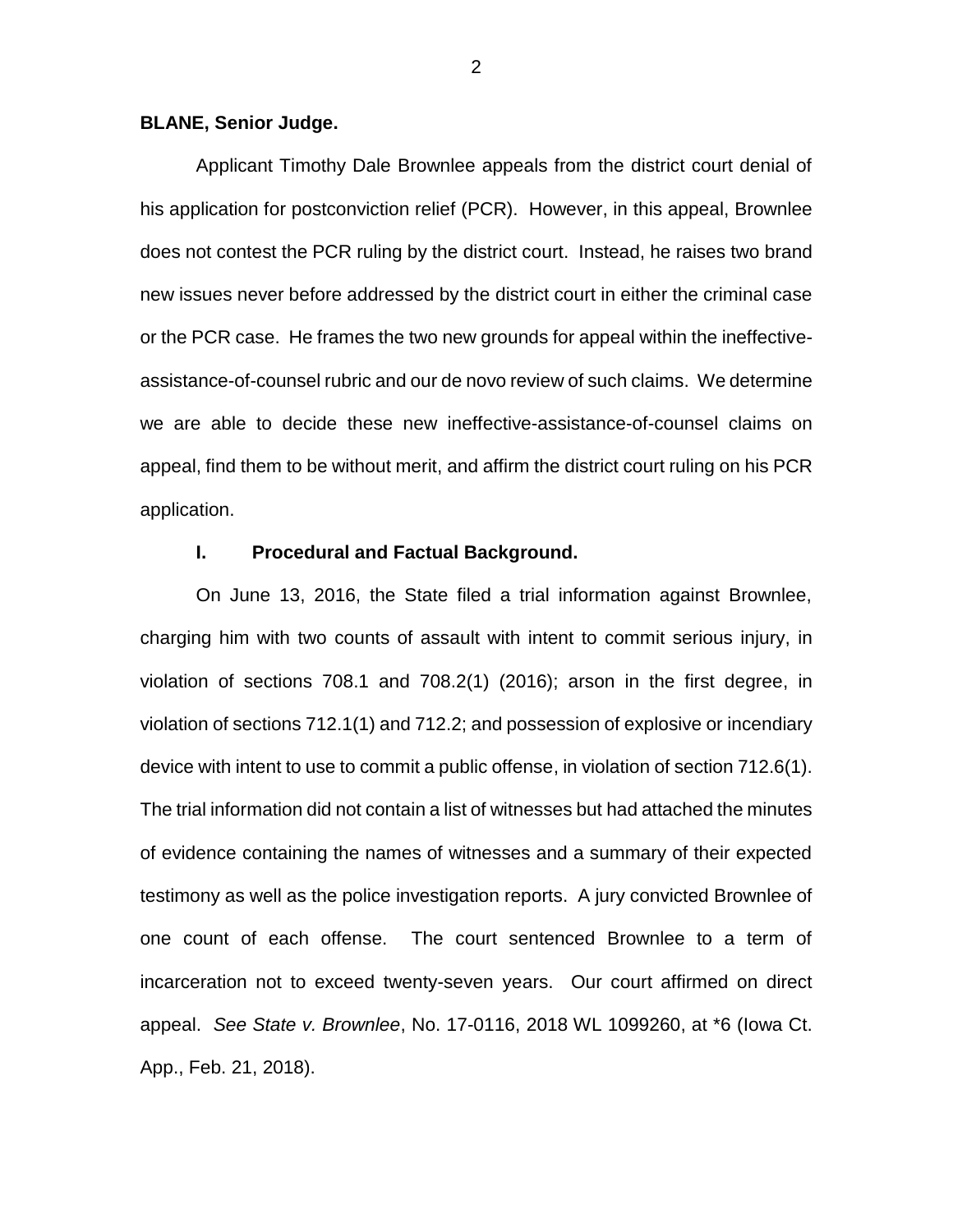**BLANE, Senior Judge.**

Applicant Timothy Dale Brownlee appeals from the district court denial of his application for postconviction relief (PCR). However, in this appeal, Brownlee does not contest the PCR ruling by the district court. Instead, he raises two brand new issues never before addressed by the district court in either the criminal case or the PCR case. He frames the two new grounds for appeal within the ineffective-assistance-of-counsel rubric and our de novo review of such claims. We determine we are able to decide these new ineffective-assistance-of-counsel claims on appeal, find them to be without merit, and affirm the district court ruling on his PCR application.

## I. Procedural and Factual Background.

On June 13, 2016, the State filed a trial information against Brownlee, charging him with two counts of assault with intent to commit serious injury, in violation of sections 708.1 and 708.2(1) (2016); arson in the first degree, in violation of sections 712.1(1) and 712.2; and possession of explosive or incendiary device with intent to use to commit a public offense, in violation of section 712.6(1). The trial information did not contain a list of witnesses but had attached the minutes of evidence containing the names of witnesses and a summary of their expected testimony as well as the police investigation reports. A jury convicted Brownlee of one count of each offense. The court sentenced Brownlee to a term of incarceration not to exceed twenty-seven years. Our court affirmed on direct appeal. *See State v. Brownlee*, No. 17-0116, 2018 WL 1099260, at *6 (Iowa Ct. App., Feb. 21, 2018).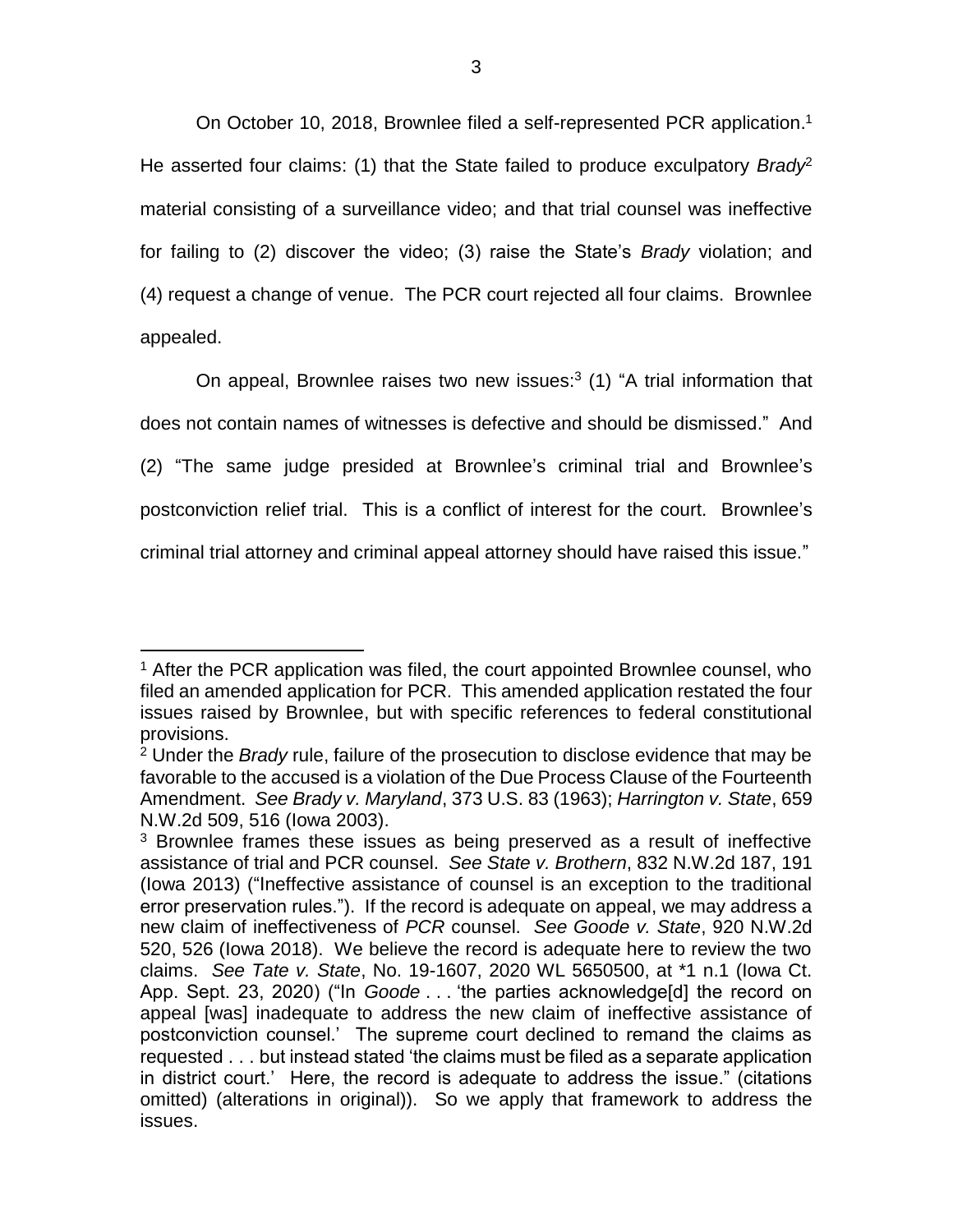On October 10, 2018, Brownlee filed a self-represented PCR application.[1] He asserted four claims: (1) that the State failed to produce exculpatory *Brady*[2] material consisting of a surveillance video; and that trial counsel was ineffective for failing to (2) discover the video; (3) raise the State's *Brady* violation; and (4) request a change of venue. The PCR court rejected all four claims. Brownlee appealed.

On appeal, Brownlee raises two new issues:[3] (1) "A trial information that does not contain names of witnesses is defective and should be dismissed." And (2) "The same judge presided at Brownlee's criminal trial and Brownlee's postconviction relief trial. This is a conflict of interest for the court. Brownlee's criminal trial attorney and criminal appeal attorney should have raised this issue."

---

[1] After the PCR application was filed, the court appointed Brownlee counsel, who filed an amended application for PCR. This amended application restated the four issues raised by Brownlee, but with specific references to federal constitutional provisions.

[2] Under the *Brady* rule, failure of the prosecution to disclose evidence that may be favorable to the accused is a violation of the Due Process Clause of the Fourteenth Amendment. *See Brady v. Maryland*, 373 U.S. 83 (1963); *Harrington v. State*, 659 N.W.2d 509, 516 (Iowa 2003).

[3] Brownlee frames these issues as being preserved as a result of ineffective assistance of trial and PCR counsel. *See State v. Brothern*, 832 N.W.2d 187, 191 (Iowa 2013) ("Ineffective assistance of counsel is an exception to the traditional error preservation rules."). If the record is adequate on appeal, we may address a new claim of ineffectiveness of *PCR* counsel. *See Goode v. State*, 920 N.W.2d 520, 526 (Iowa 2018). We believe the record is adequate here to review the two claims. *See Tate v. State*, No. 19-1607, 2020 WL 5650500, at *1 n.1 (Iowa Ct. App. Sept. 23, 2020) ("In *Goode* . . . 'the parties acknowledge[d] the record on appeal [was] inadequate to address the new claim of ineffective assistance of postconviction counsel.' The supreme court declined to remand the claims as requested . . . but instead stated 'the claims must be filed as a separate application in district court.' Here, the record is adequate to address the issue." (citations omitted) (alterations in original)). So we apply that framework to address the issues.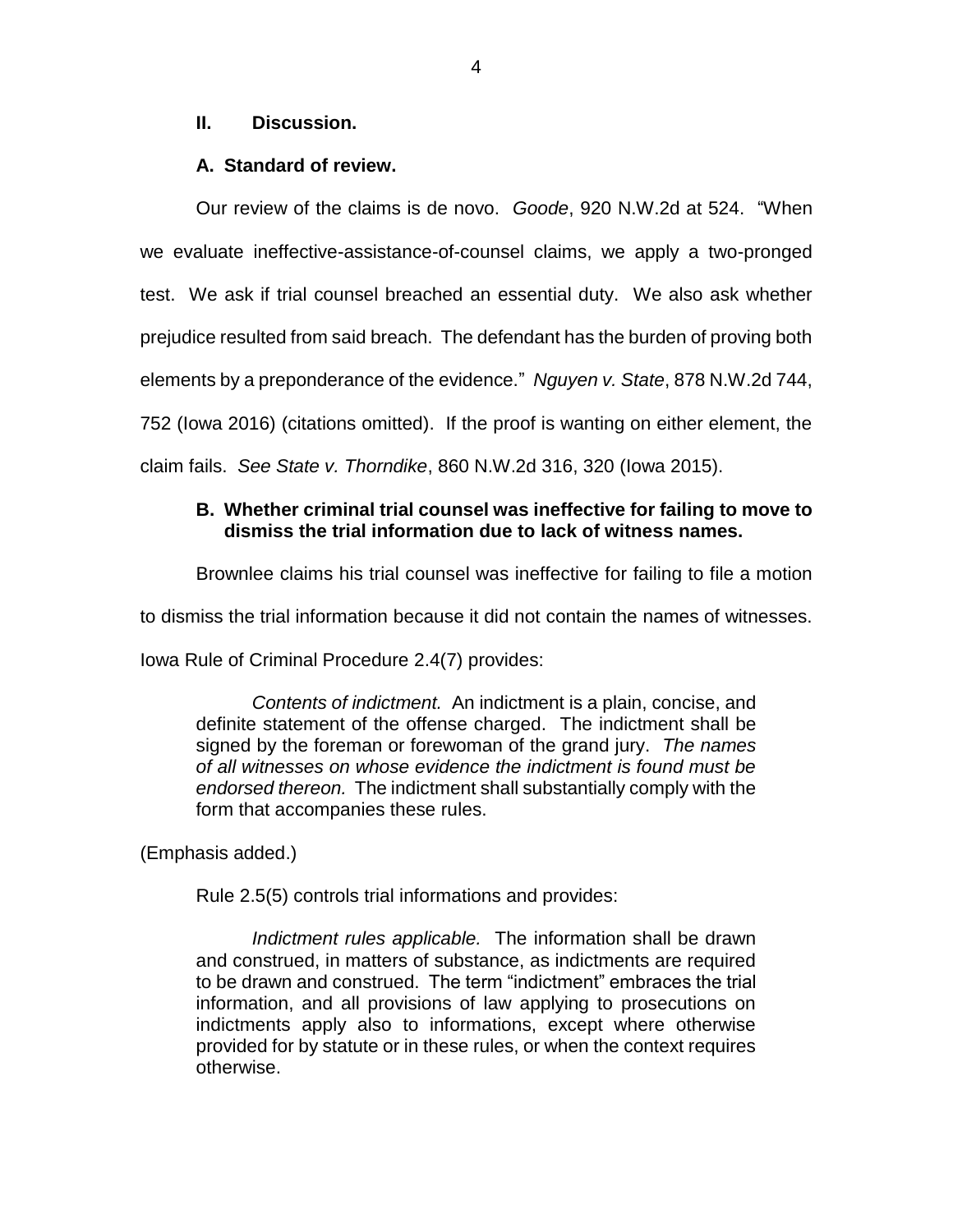## II. Discussion.

### A. Standard of review.

Our review of the claims is de novo. *Goode*, 920 N.W.2d at 524. "When we evaluate ineffective-assistance-of-counsel claims, we apply a two-pronged test. We ask if trial counsel breached an essential duty. We also ask whether prejudice resulted from said breach. The defendant has the burden of proving both elements by a preponderance of the evidence." *Nguyen v. State*, 878 N.W.2d 744, 752 (Iowa 2016) (citations omitted). If the proof is wanting on either element, the claim fails. *See State v. Thorndike*, 860 N.W.2d 316, 320 (Iowa 2015).

### B. Whether criminal trial counsel was ineffective for failing to move to dismiss the trial information due to lack of witness names.

Brownlee claims his trial counsel was ineffective for failing to file a motion to dismiss the trial information because it did not contain the names of witnesses. Iowa Rule of Criminal Procedure 2.4(7) provides:

> *Contents of indictment.* An indictment is a plain, concise, and definite statement of the offense charged. The indictment shall be signed by the foreman or forewoman of the grand jury. *The names of all witnesses on whose evidence the indictment is found must be endorsed thereon.* The indictment shall substantially comply with the form that accompanies these rules.

(Emphasis added.)

Rule 2.5(5) controls trial informations and provides:

> *Indictment rules applicable.* The information shall be drawn and construed, in matters of substance, as indictments are required to be drawn and construed. The term "indictment" embraces the trial information, and all provisions of law applying to prosecutions on indictments apply also to informations, except where otherwise provided for by statute or in these rules, or when the context requires otherwise.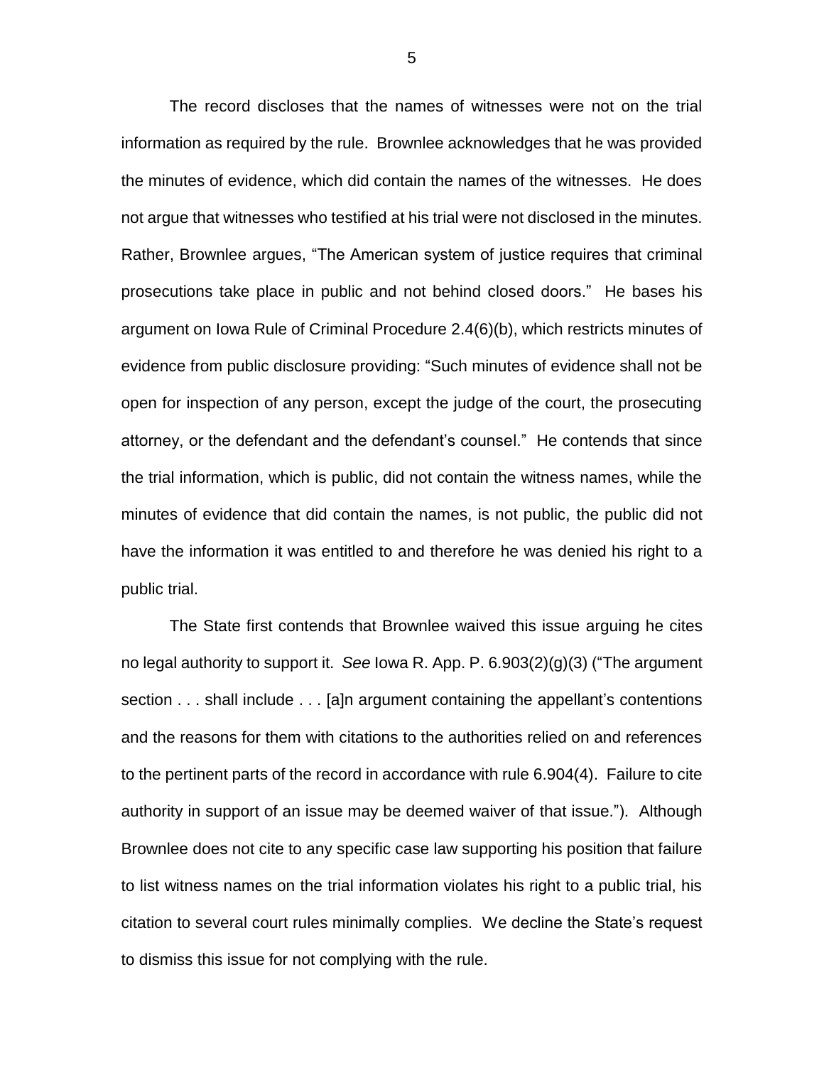The record discloses that the names of witnesses were not on the trial information as required by the rule. Brownlee acknowledges that he was provided the minutes of evidence, which did contain the names of the witnesses. He does not argue that witnesses who testified at his trial were not disclosed in the minutes. Rather, Brownlee argues, "The American system of justice requires that criminal prosecutions take place in public and not behind closed doors." He bases his argument on Iowa Rule of Criminal Procedure 2.4(6)(b), which restricts minutes of evidence from public disclosure providing: "Such minutes of evidence shall not be open for inspection of any person, except the judge of the court, the prosecuting attorney, or the defendant and the defendant's counsel." He contends that since the trial information, which is public, did not contain the witness names, while the minutes of evidence that did contain the names, is not public, the public did not have the information it was entitled to and therefore he was denied his right to a public trial.

The State first contends that Brownlee waived this issue arguing he cites no legal authority to support it. *See* Iowa R. App. P. 6.903(2)(g)(3) ("The argument section . . . shall include . . . [a]n argument containing the appellant's contentions and the reasons for them with citations to the authorities relied on and references to the pertinent parts of the record in accordance with rule 6.904(4). Failure to cite authority in support of an issue may be deemed waiver of that issue."). Although Brownlee does not cite to any specific case law supporting his position that failure to list witness names on the trial information violates his right to a public trial, his citation to several court rules minimally complies. We decline the State's request to dismiss this issue for not complying with the rule.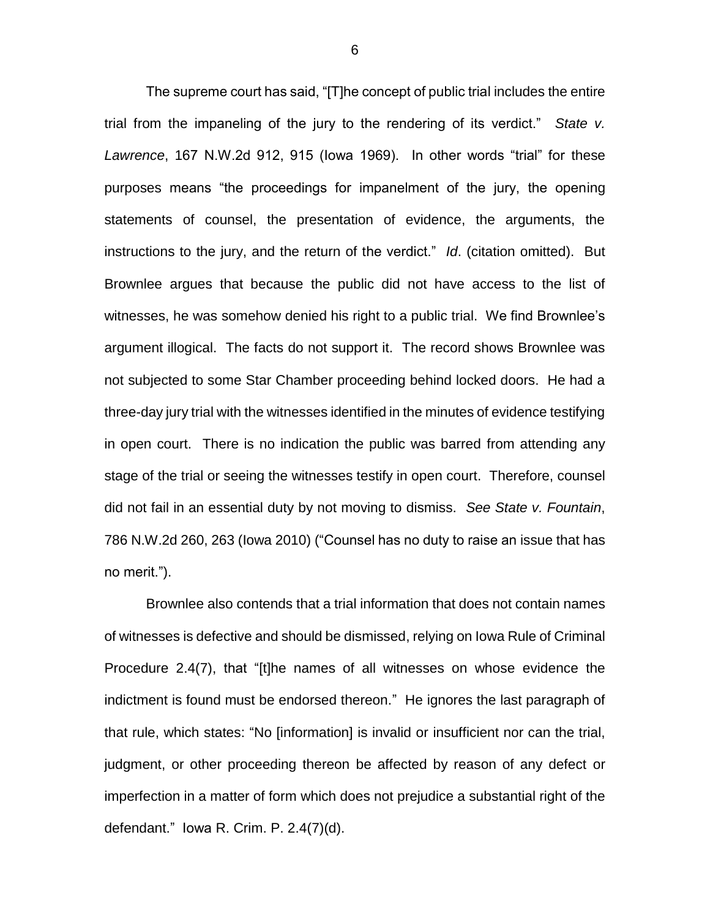The supreme court has said, "[T]he concept of public trial includes the entire trial from the impaneling of the jury to the rendering of its verdict." *State v. Lawrence*, 167 N.W.2d 912, 915 (Iowa 1969). In other words "trial" for these purposes means "the proceedings for impanelment of the jury, the opening statements of counsel, the presentation of evidence, the arguments, the instructions to the jury, and the return of the verdict." *Id*. (citation omitted). But Brownlee argues that because the public did not have access to the list of witnesses, he was somehow denied his right to a public trial. We find Brownlee's argument illogical. The facts do not support it. The record shows Brownlee was not subjected to some Star Chamber proceeding behind locked doors. He had a three-day jury trial with the witnesses identified in the minutes of evidence testifying in open court. There is no indication the public was barred from attending any stage of the trial or seeing the witnesses testify in open court. Therefore, counsel did not fail in an essential duty by not moving to dismiss. *See State v. Fountain*, 786 N.W.2d 260, 263 (Iowa 2010) ("Counsel has no duty to raise an issue that has no merit.").

Brownlee also contends that a trial information that does not contain names of witnesses is defective and should be dismissed, relying on Iowa Rule of Criminal Procedure 2.4(7), that "[t]he names of all witnesses on whose evidence the indictment is found must be endorsed thereon." He ignores the last paragraph of that rule, which states: "No [information] is invalid or insufficient nor can the trial, judgment, or other proceeding thereon be affected by reason of any defect or imperfection in a matter of form which does not prejudice a substantial right of the defendant." Iowa R. Crim. P. 2.4(7)(d).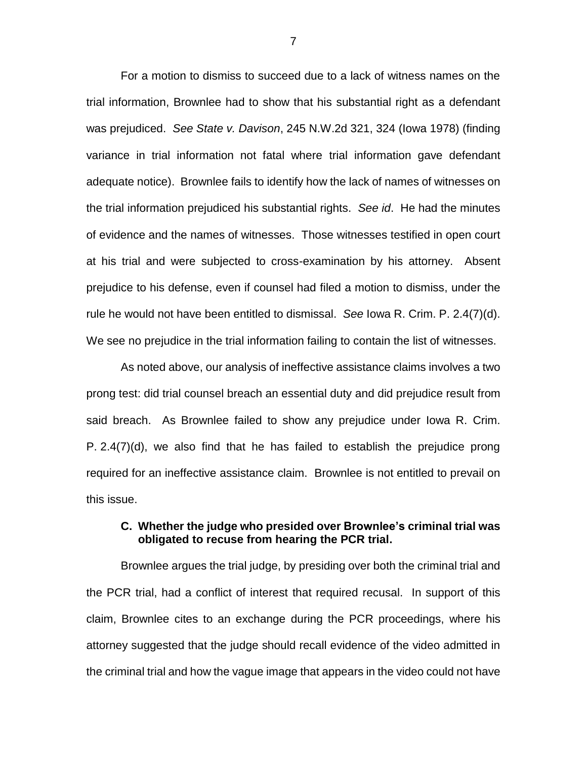For a motion to dismiss to succeed due to a lack of witness names on the trial information, Brownlee had to show that his substantial right as a defendant was prejudiced. *See State v. Davison*, 245 N.W.2d 321, 324 (Iowa 1978) (finding variance in trial information not fatal where trial information gave defendant adequate notice). Brownlee fails to identify how the lack of names of witnesses on the trial information prejudiced his substantial rights. *See id*. He had the minutes of evidence and the names of witnesses. Those witnesses testified in open court at his trial and were subjected to cross-examination by his attorney. Absent prejudice to his defense, even if counsel had filed a motion to dismiss, under the rule he would not have been entitled to dismissal. *See* Iowa R. Crim. P. 2.4(7)(d). We see no prejudice in the trial information failing to contain the list of witnesses.

As noted above, our analysis of ineffective assistance claims involves a two prong test: did trial counsel breach an essential duty and did prejudice result from said breach. As Brownlee failed to show any prejudice under Iowa R. Crim. P. 2.4(7)(d), we also find that he has failed to establish the prejudice prong required for an ineffective assistance claim. Brownlee is not entitled to prevail on this issue.

### C. Whether the judge who presided over Brownlee's criminal trial was obligated to recuse from hearing the PCR trial.

Brownlee argues the trial judge, by presiding over both the criminal trial and the PCR trial, had a conflict of interest that required recusal. In support of this claim, Brownlee cites to an exchange during the PCR proceedings, where his attorney suggested that the judge should recall evidence of the video admitted in the criminal trial and how the vague image that appears in the video could not have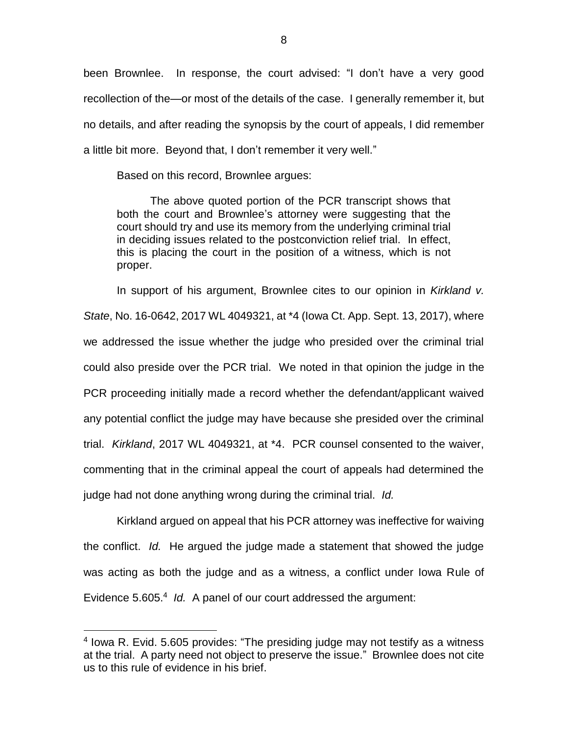been Brownlee. In response, the court advised: "I don't have a very good recollection of the—or most of the details of the case. I generally remember it, but no details, and after reading the synopsis by the court of appeals, I did remember a little bit more. Beyond that, I don't remember it very well."

Based on this record, Brownlee argues:

> The above quoted portion of the PCR transcript shows that both the court and Brownlee's attorney were suggesting that the court should try and use its memory from the underlying criminal trial in deciding issues related to the postconviction relief trial. In effect, this is placing the court in the position of a witness, which is not proper.

In support of his argument, Brownlee cites to our opinion in *Kirkland v. State*, No. 16-0642, 2017 WL 4049321, at *4 (Iowa Ct. App. Sept. 13, 2017), where we addressed the issue whether the judge who presided over the criminal trial could also preside over the PCR trial. We noted in that opinion the judge in the PCR proceeding initially made a record whether the defendant/applicant waived any potential conflict the judge may have because she presided over the criminal trial. *Kirkland*, 2017 WL 4049321, at *4. PCR counsel consented to the waiver, commenting that in the criminal appeal the court of appeals had determined the judge had not done anything wrong during the criminal trial. *Id.*

Kirkland argued on appeal that his PCR attorney was ineffective for waiving the conflict. *Id.* He argued the judge made a statement that showed the judge was acting as both the judge and as a witness, a conflict under Iowa Rule of Evidence 5.605.[4] *Id.* A panel of our court addressed the argument:

[4] Iowa R. Evid. 5.605 provides: "The presiding judge may not testify as a witness at the trial. A party need not object to preserve the issue." Brownlee does not cite us to this rule of evidence in his brief.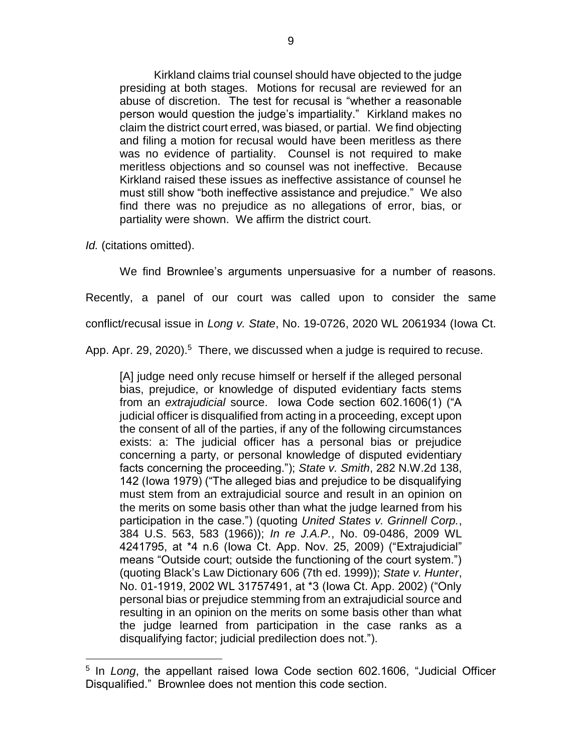> Kirkland claims trial counsel should have objected to the judge presiding at both stages. Motions for recusal are reviewed for an abuse of discretion. The test for recusal is "whether a reasonable person would question the judge's impartiality." Kirkland makes no claim the district court erred, was biased, or partial. We find objecting and filing a motion for recusal would have been meritless as there was no evidence of partiality. Counsel is not required to make meritless objections and so counsel was not ineffective. Because Kirkland raised these issues as ineffective assistance of counsel he must still show "both ineffective assistance and prejudice." We also find there was no prejudice as no allegations of error, bias, or partiality were shown. We affirm the district court.

*Id.* (citations omitted).

We find Brownlee's arguments unpersuasive for a number of reasons. Recently, a panel of our court was called upon to consider the same conflict/recusal issue in *Long v. State*, No. 19-0726, 2020 WL 2061934 (Iowa Ct. App. Apr. 29, 2020).[5] There, we discussed when a judge is required to recuse.

> [A] judge need only recuse himself or herself if the alleged personal bias, prejudice, or knowledge of disputed evidentiary facts stems from an *extrajudicial* source. Iowa Code section 602.1606(1) ("A judicial officer is disqualified from acting in a proceeding, except upon the consent of all of the parties, if any of the following circumstances exists: a: The judicial officer has a personal bias or prejudice concerning a party, or personal knowledge of disputed evidentiary facts concerning the proceeding."); *State v. Smith*, 282 N.W.2d 138, 142 (Iowa 1979) ("The alleged bias and prejudice to be disqualifying must stem from an extrajudicial source and result in an opinion on the merits on some basis other than what the judge learned from his participation in the case.") (quoting *United States v. Grinnell Corp.*, 384 U.S. 563, 583 (1966)); *In re J.A.P.*, No. 09-0486, 2009 WL 4241795, at \*4 n.6 (Iowa Ct. App. Nov. 25, 2009) ("Extrajudicial" means "Outside court; outside the functioning of the court system.") (quoting Black's Law Dictionary 606 (7th ed. 1999)); *State v. Hunter*, No. 01-1919, 2002 WL 31757491, at \*3 (Iowa Ct. App. 2002) ("Only personal bias or prejudice stemming from an extrajudicial source and resulting in an opinion on the merits on some basis other than what the judge learned from participation in the case ranks as a disqualifying factor; judicial predilection does not.").

---

[5] In *Long*, the appellant raised Iowa Code section 602.1606, "Judicial Officer Disqualified." Brownlee does not mention this code section.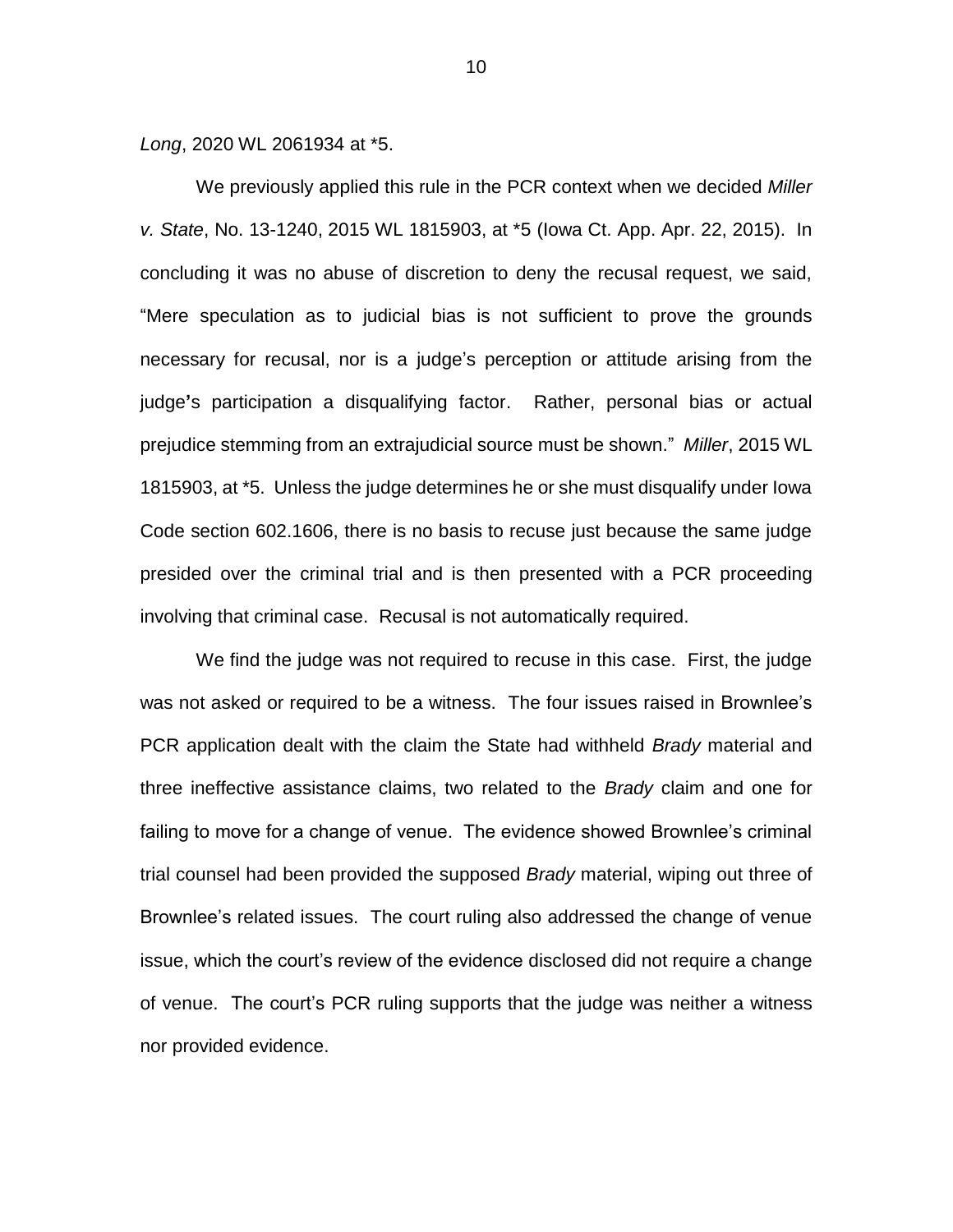*Long*, 2020 WL 2061934 at *5.

We previously applied this rule in the PCR context when we decided *Miller v. State*, No. 13-1240, 2015 WL 1815903, at *5 (Iowa Ct. App. Apr. 22, 2015). In concluding it was no abuse of discretion to deny the recusal request, we said, "Mere speculation as to judicial bias is not sufficient to prove the grounds necessary for recusal, nor is a judge's perception or attitude arising from the judge's participation a disqualifying factor. Rather, personal bias or actual prejudice stemming from an extrajudicial source must be shown." *Miller*, 2015 WL 1815903, at *5. Unless the judge determines he or she must disqualify under Iowa Code section 602.1606, there is no basis to recuse just because the same judge presided over the criminal trial and is then presented with a PCR proceeding involving that criminal case. Recusal is not automatically required.

We find the judge was not required to recuse in this case. First, the judge was not asked or required to be a witness. The four issues raised in Brownlee's PCR application dealt with the claim the State had withheld *Brady* material and three ineffective assistance claims, two related to the *Brady* claim and one for failing to move for a change of venue. The evidence showed Brownlee's criminal trial counsel had been provided the supposed *Brady* material, wiping out three of Brownlee's related issues. The court ruling also addressed the change of venue issue, which the court's review of the evidence disclosed did not require a change of venue. The court's PCR ruling supports that the judge was neither a witness nor provided evidence.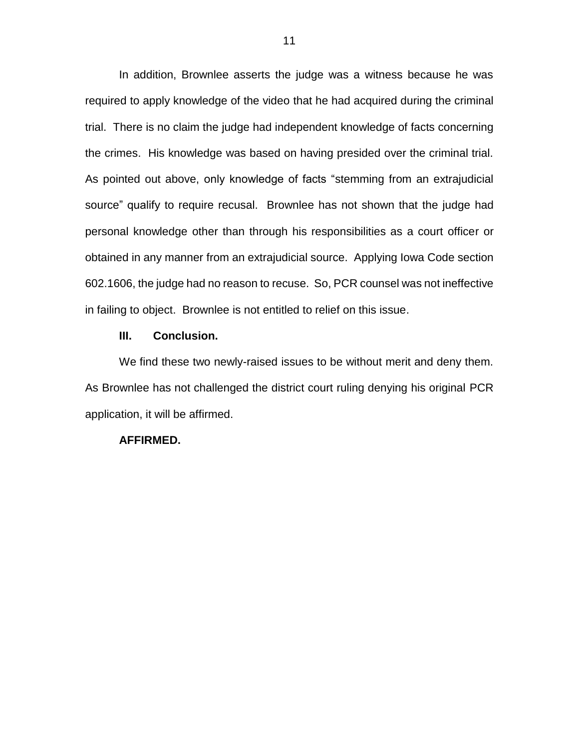In addition, Brownlee asserts the judge was a witness because he was required to apply knowledge of the video that he had acquired during the criminal trial. There is no claim the judge had independent knowledge of facts concerning the crimes. His knowledge was based on having presided over the criminal trial. As pointed out above, only knowledge of facts "stemming from an extrajudicial source" qualify to require recusal. Brownlee has not shown that the judge had personal knowledge other than through his responsibilities as a court officer or obtained in any manner from an extrajudicial source. Applying Iowa Code section 602.1606, the judge had no reason to recuse. So, PCR counsel was not ineffective in failing to object. Brownlee is not entitled to relief on this issue.

**III. Conclusion.**

We find these two newly-raised issues to be without merit and deny them. As Brownlee has not challenged the district court ruling denying his original PCR application, it will be affirmed.

**AFFIRMED.**